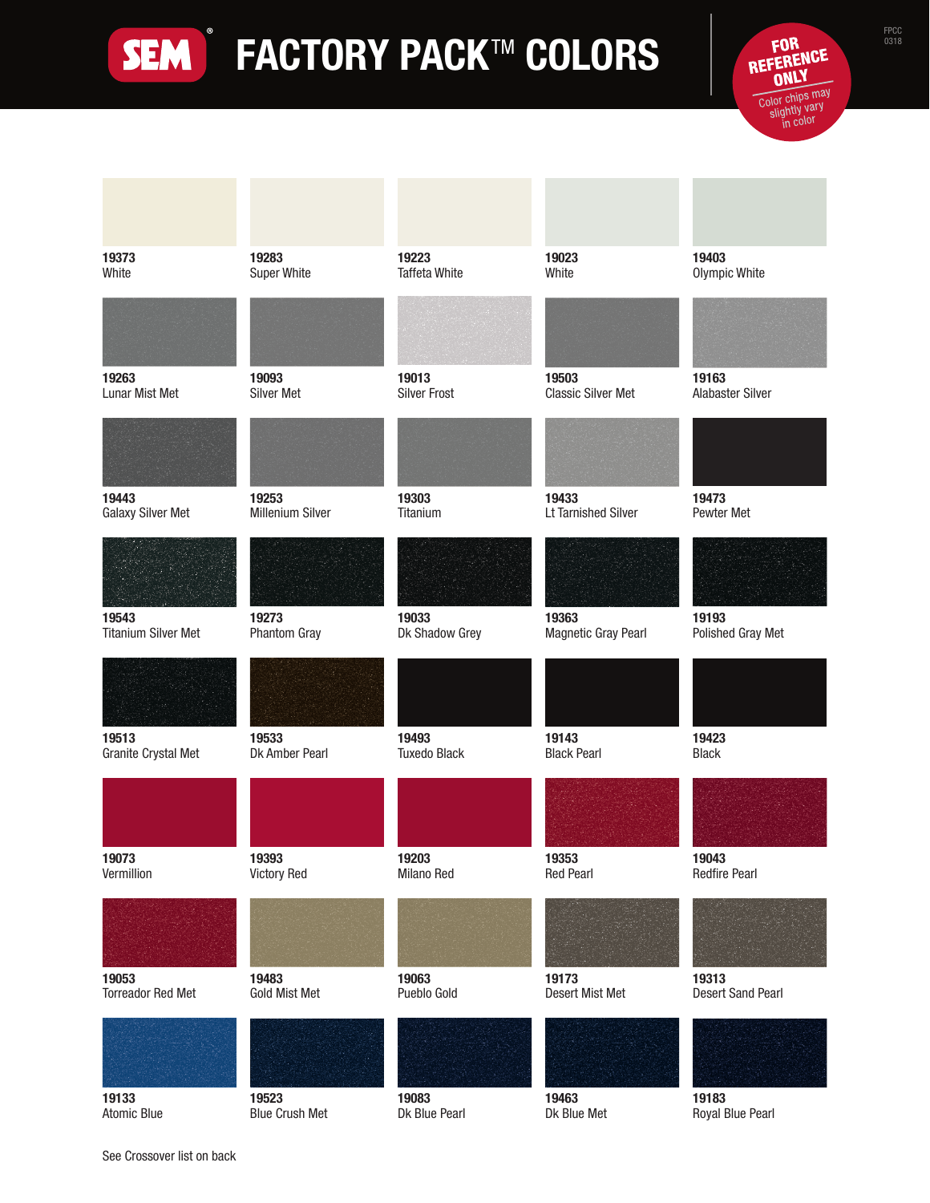# SEM® FACTORY PACK™ COLORS

FOR REFERENCE ONLY
Color chips may slightly vary in color

FPCC 0318

| | | | | |
|---|---|---|---|---|
| **19373** White | **19283** Super White | **19223** Taffeta White | **19023** White | **19403** Olympic White |
| **19263** Lunar Mist Met | **19093** Silver Met | **19013** Silver Frost | **19503** Classic Silver Met | **19163** Alabaster Silver |
| **19443** Galaxy Silver Met | **19253** Millenium Silver | **19303** Titanium | **19433** Lt Tarnished Silver | **19473** Pewter Met |
| **19543** Titanium Silver Met | **19273** Phantom Gray | **19033** Dk Shadow Grey | **19363** Magnetic Gray Pearl | **19193** Polished Gray Met |
| **19513** Granite Crystal Met | **19533** Dk Amber Pearl | **19493** Tuxedo Black | **19143** Black Pearl | **19423** Black |
| **19073** Vermillion | **19393** Victory Red | **19203** Milano Red | **19353** Red Pearl | **19043** Redfire Pearl |
| **19053** Torreador Red Met | **19483** Gold Mist Met | **19063** Pueblo Gold | **19173** Desert Mist Met | **19313** Desert Sand Pearl |
| **19133** Atomic Blue | **19523** Blue Crush Met | **19083** Dk Blue Pearl | **19463** Dk Blue Met | **19183** Royal Blue Pearl |

See Crossover list on back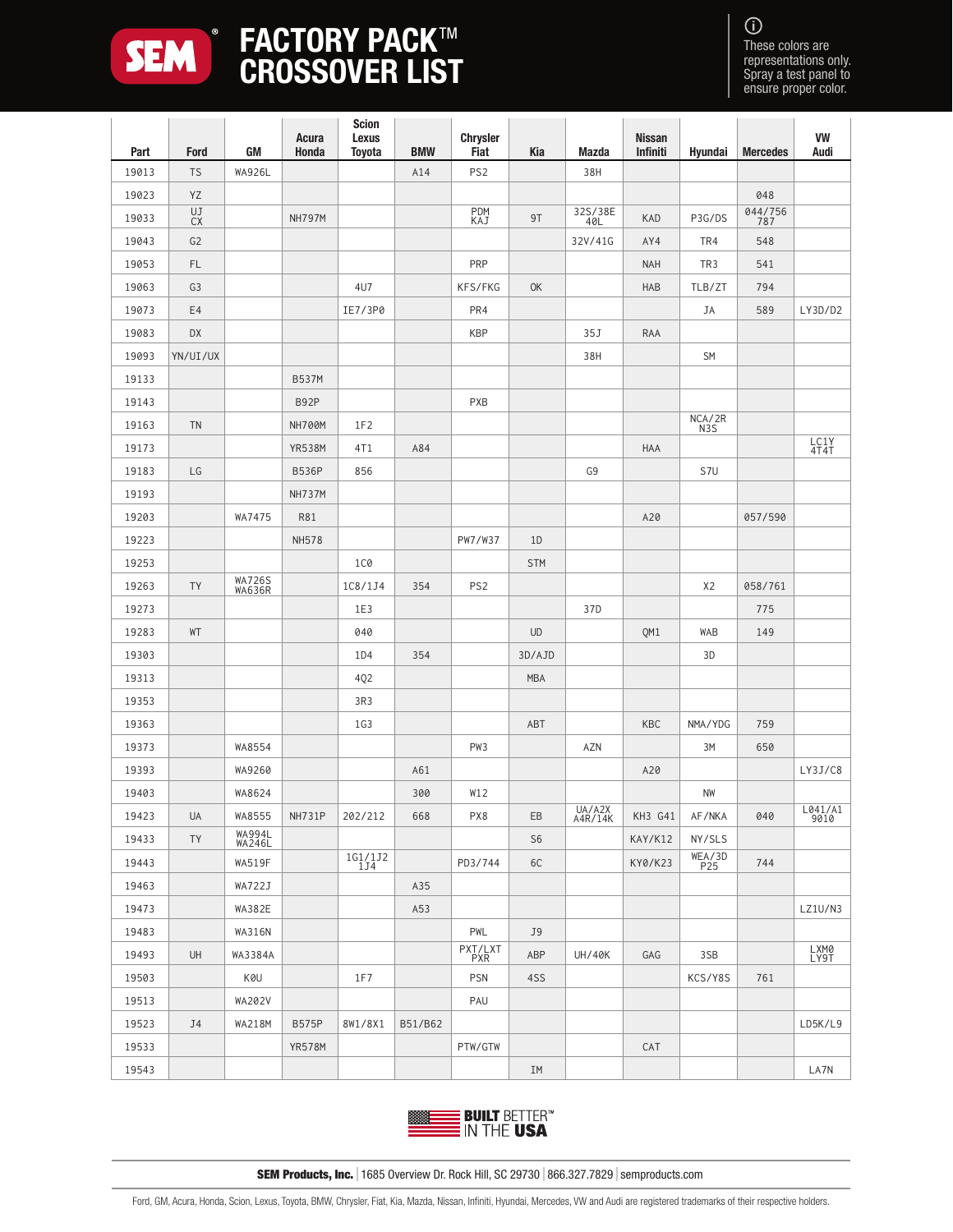# SEM® FACTORY PACK™ CROSSOVER LIST

These colors are representations only. Spray a test panel to ensure proper color.

| Part | Ford | GM | Acura Honda | Scion Lexus Toyota | BMW | Chrysler Fiat | Kia | Mazda | Nissan Infiniti | Hyundai | Mercedes | VW Audi |
|---|---|---|---|---|---|---|---|---|---|---|---|---|
| 19013 | TS | WA926L | | | A14 | PS2 | | 38H | | | | |
| 19023 | YZ | | | | | | | | | | 048 | |
| 19033 | UJ CX | | NH797M | | | PDM KAJ | 9T | 32S/38E 40L | KAD | P3G/DS | 044/756 787 | |
| 19043 | G2 | | | | | | | 32V/41G | AY4 | TR4 | 548 | |
| 19053 | FL | | | | | PRP | | | NAH | TR3 | 541 | |
| 19063 | G3 | | | 4U7 | | KFS/FKG | OK | | HAB | TLB/ZT | 794 | |
| 19073 | E4 | | | IE7/3P0 | | PR4 | | | | JA | 589 | LY3D/D2 |
| 19083 | DX | | | | | KBP | | 35J | RAA | | | |
| 19093 | YN/UI/UX | | | | | | | 38H | | SM | | |
| 19133 | | | B537M | | | | | | | | | |
| 19143 | | | B92P | | | PXB | | | | | | |
| 19163 | TN | | NH700M | 1F2 | | | | | | NCA/2R N3S | | |
| 19173 | | | YR538M | 4T1 | A84 | | | | HAA | | | LC1Y 4T4T |
| 19183 | LG | | B536P | 856 | | | | G9 | | S7U | | |
| 19193 | | | NH737M | | | | | | | | | |
| 19203 | | WA7475 | R81 | | | | | | A20 | | 057/590 | |
| 19223 | | | NH578 | | | PW7/W37 | 1D | | | | | |
| 19253 | | | | 1C0 | | | STM | | | | | |
| 19263 | TY | WA726S WA636R | | 1C8/1J4 | 354 | PS2 | | | | X2 | 058/761 | |
| 19273 | | | | 1E3 | | | | 37D | | | 775 | |
| 19283 | WT | | | 040 | | | UD | | QM1 | WAB | 149 | |
| 19303 | | | | 1D4 | 354 | | 3D/AJD | | | 3D | | |
| 19313 | | | | 4Q2 | | | MBA | | | | | |
| 19353 | | | | 3R3 | | | | | | | | |
| 19363 | | | | 1G3 | | | ABT | | KBC | NMA/YDG | 759 | |
| 19373 | | WA8554 | | | | PW3 | | AZN | | 3M | 650 | |
| 19393 | | WA9260 | | | A61 | | | | A20 | | | LY3J/C8 |
| 19403 | | WA8624 | | | 300 | W12 | | | | NW | | |
| 19423 | UA | WA8555 | NH731P | 202/212 | 668 | PX8 | EB | UA/A2X A4R/14K | KH3 G41 | AF/NKA | 040 | L041/A1 9010 |
| 19433 | TY | WA994L WA246L | | | | | S6 | | KAY/K12 | NY/SLS | | |
| 19443 | | WA519F | | 1G1/1J2 1J4 | | PD3/744 | 6C | | KY0/K23 | WEA/3D P25 | 744 | |
| 19463 | | WA722J | | | A35 | | | | | | | |
| 19473 | | WA382E | | | A53 | | | | | | | LZ1U/N3 |
| 19483 | | WA316N | | | | PWL | J9 | | | | | |
| 19493 | UH | WA3384A | | | | PXT/LXT PXR | ABP | UH/40K | GAG | 3SB | | LXM0 LY9T |
| 19503 | | K0U | | 1F7 | | PSN | 4SS | | | KCS/Y8S | 761 | |
| 19513 | | WA202V | | | | PAU | | | | | | |
| 19523 | J4 | WA218M | B575P | 8W1/8X1 | B51/B62 | | | | | | | LD5K/L9 |
| 19533 | | | YR578M | | | PTW/GTW | | | CAT | | | |
| 19543 | | | | | | | IM | | | | | LA7N |

**BUILT** BETTER™ IN THE **USA**

**SEM Products, Inc.** | 1685 Overview Dr. Rock Hill, SC 29730 | 866.327.7829 | semproducts.com

Ford, GM, Acura, Honda, Scion, Lexus, Toyota, BMW, Chrysler, Fiat, Kia, Mazda, Nissan, Infiniti, Hyundai, Mercedes, VW and Audi are registered trademarks of their respective holders.